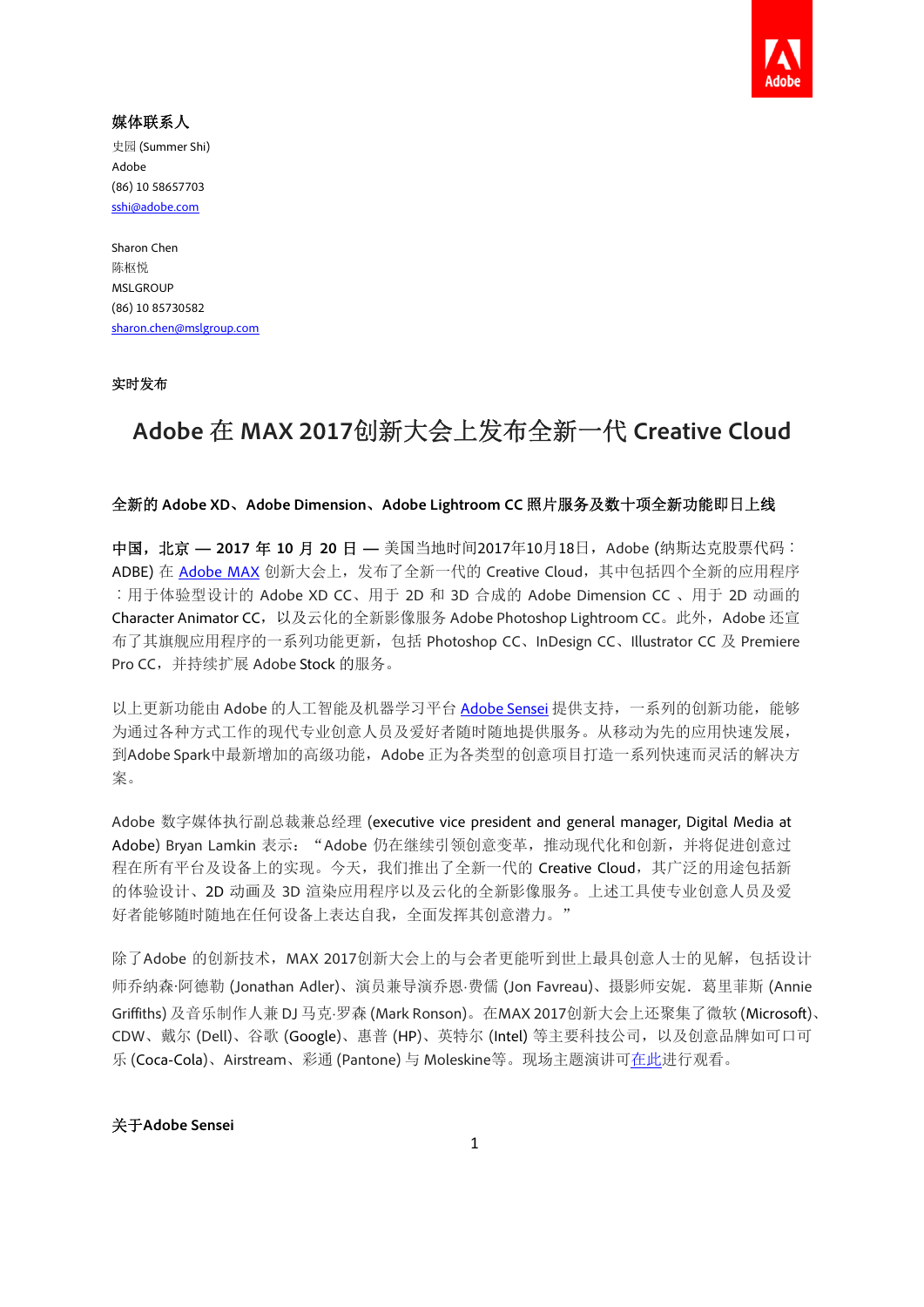**媒体联系人**

史园 (Summer Shi)
Adobe
(86) 10 58657703
sshi@adobe.com

Sharon Chen
陈枢悦
MSLGROUP
(86) 10 85730582
sharon.chen@mslgroup.com

**实时发布**

# Adobe 在 MAX 2017创新大会上发布全新一代 Creative Cloud

**全新的 Adobe XD、Adobe Dimension、Adobe Lightroom CC 照片服务及数十项全新功能即日上线**

**中国，北京 — 2017 年 10 月 20 日 —** 美国当地时间2017年10月18日，Adobe (纳斯达克股票代码：ADBE) 在 Adobe MAX 创新大会上，发布了全新一代的 Creative Cloud，其中包括四个全新的应用程序：用于体验型设计的 Adobe XD CC、用于 2D 和 3D 合成的 Adobe Dimension CC 、用于 2D 动画的 Character Animator CC，以及云化的全新影像服务 Adobe Photoshop Lightroom CC。此外，Adobe 还宣布了其旗舰应用程序的一系列功能更新，包括 Photoshop CC、InDesign CC、Illustrator CC 及 Premiere Pro CC，并持续扩展 Adobe Stock 的服务。

以上更新功能由 Adobe 的人工智能及机器学习平台 Adobe Sensei 提供支持，一系列的创新功能，能够为通过各种方式工作的现代专业创意人员及爱好者随时随地提供服务。从移动为先的应用快速发展，到Adobe Spark中最新增加的高级功能，Adobe 正为各类型的创意项目打造一系列快速而灵活的解决方案。

Adobe 数字媒体执行副总裁兼总经理 (executive vice president and general manager, Digital Media at Adobe) Bryan Lamkin 表示：“Adobe 仍在继续引领创意变革，推动现代化和创新，并将促进创意过程在所有平台及设备上的实现。今天，我们推出了全新一代的 Creative Cloud，其广泛的用途包括新的体验设计、2D 动画及 3D 渲染应用程序以及云化的全新影像服务。上述工具使专业创意人员及爱好者能够随时随地在任何设备上表达自我，全面发挥其创意潜力。”

除了Adobe 的创新技术，MAX 2017创新大会上的与会者更能听到世上最具创意人士的见解，包括设计师乔纳森·阿德勒 (Jonathan Adler)、演员兼导演乔恩·费儒 (Jon Favreau)、摄影师安妮．葛里菲斯 (Annie Griffiths) 及音乐制作人兼 DJ 马克·罗森 (Mark Ronson)。在MAX 2017创新大会上还聚集了微软 (Microsoft)、CDW、戴尔 (Dell)、谷歌 (Google)、惠普 (HP)、英特尔 (Intel) 等主要科技公司，以及创意品牌如可口可乐 (Coca-Cola)、Airstream、彩通 (Pantone) 与 Moleskine等。现场主题演讲可在此进行观看。

**关于Adobe Sensei**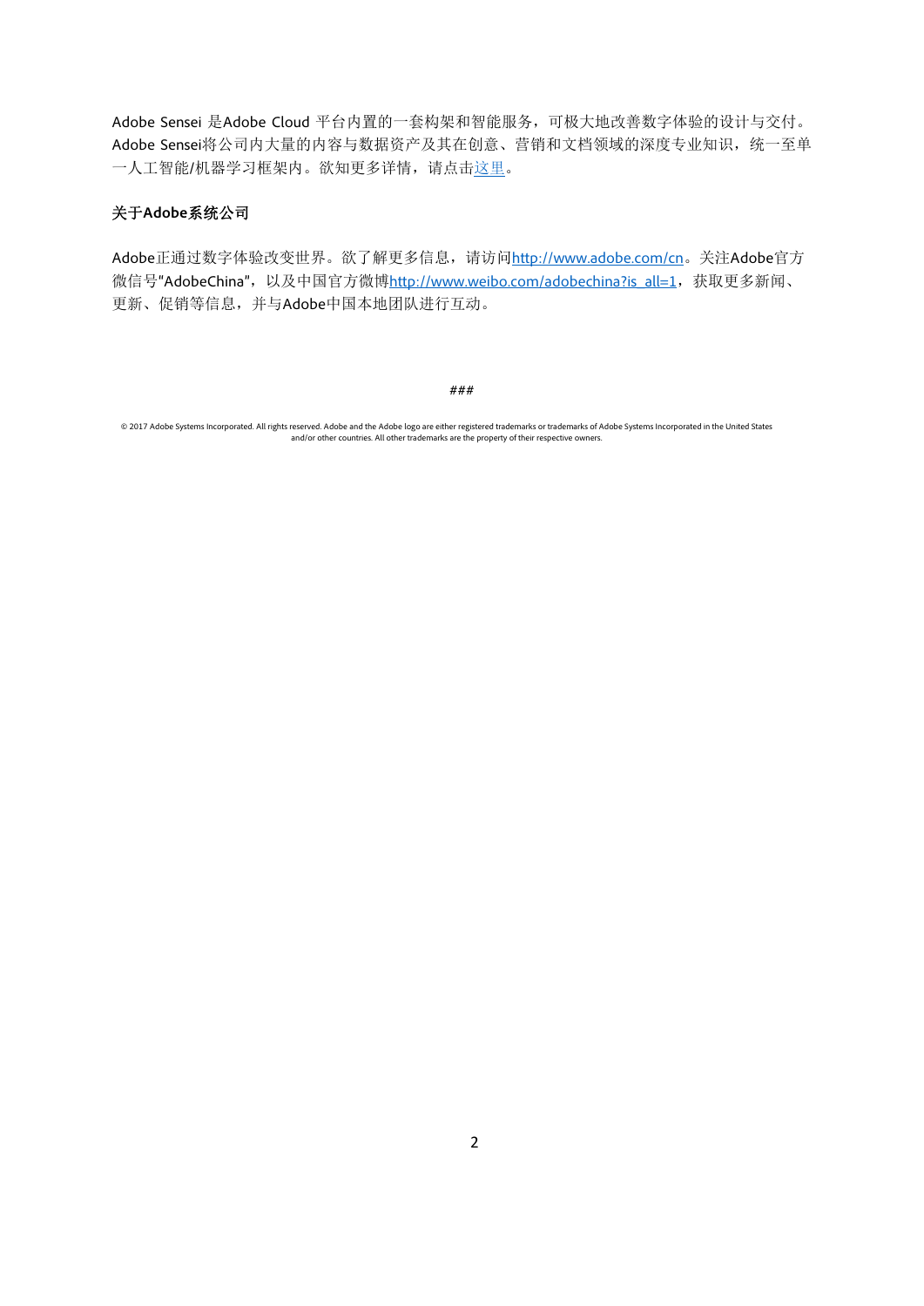Adobe Sensei 是Adobe Cloud 平台内置的一套构架和智能服务，可极大地改善数字体验的设计与交付。Adobe Sensei将公司内大量的内容与数据资产及其在创意、营销和文档领域的深度专业知识，统一至单一人工智能/机器学习框架内。欲知更多详情，请点击这里。

**关于Adobe系统公司**

Adobe正通过数字体验改变世界。欲了解更多信息，请访问http://www.adobe.com/cn。关注Adobe官方微信号"AdobeChina"，以及中国官方微博http://www.weibo.com/adobechina?is_all=1，获取更多新闻、更新、促销等信息，并与Adobe中国本地团队进行互动。

###

© 2017 Adobe Systems Incorporated. All rights reserved. Adobe and the Adobe logo are either registered trademarks or trademarks of Adobe Systems Incorporated in the United States and/or other countries. All other trademarks are the property of their respective owners.